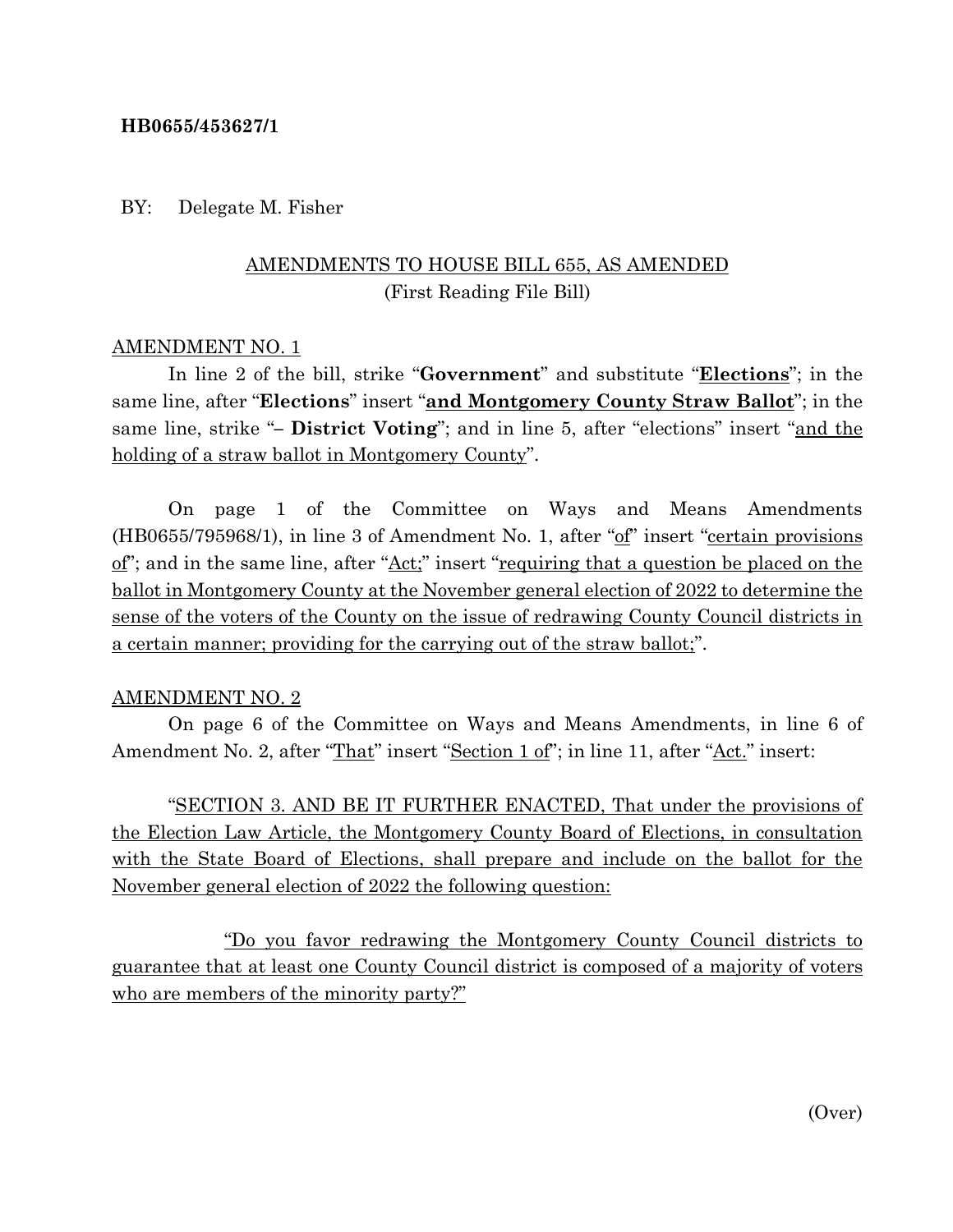**HB0655/453627/1**

BY: Delegate M. Fisher

AMENDMENTS TO HOUSE BILL 655, AS AMENDED
(First Reading File Bill)

AMENDMENT NO. 1

In line 2 of the bill, strike "**Government**" and substitute "**Elections**"; in the same line, after "**Elections**" insert "**and Montgomery County Straw Ballot**"; in the same line, strike "**– District Voting**"; and in line 5, after "elections" insert "and the holding of a straw ballot in Montgomery County".

On page 1 of the Committee on Ways and Means Amendments (HB0655/795968/1), in line 3 of Amendment No. 1, after "of" insert "certain provisions of"; and in the same line, after "Act;" insert "requiring that a question be placed on the ballot in Montgomery County at the November general election of 2022 to determine the sense of the voters of the County on the issue of redrawing County Council districts in a certain manner; providing for the carrying out of the straw ballot;".

AMENDMENT NO. 2

On page 6 of the Committee on Ways and Means Amendments, in line 6 of Amendment No. 2, after "That" insert "Section 1 of"; in line 11, after "Act." insert:

"SECTION 3. AND BE IT FURTHER ENACTED, That under the provisions of the Election Law Article, the Montgomery County Board of Elections, in consultation with the State Board of Elections, shall prepare and include on the ballot for the November general election of 2022 the following question:

"Do you favor redrawing the Montgomery County Council districts to guarantee that at least one County Council district is composed of a majority of voters who are members of the minority party?"

(Over)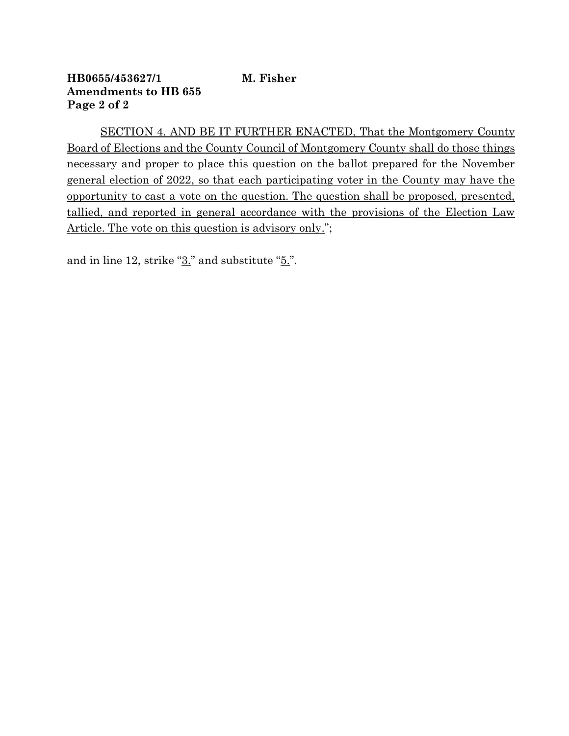**HB0655/453627/1** **M. Fisher**
**Amendments to HB 655**

<u>SECTION 4. AND BE IT FURTHER ENACTED, That the Montgomery County Board of Elections and the County Council of Montgomery County shall do those things necessary and proper to place this question on the ballot prepared for the November general election of 2022, so that each participating voter in the County may have the opportunity to cast a vote on the question. The question shall be proposed, presented, tallied, and reported in general accordance with the provisions of the Election Law Article. The vote on this question is advisory only.</u>";

and in line 12, strike "<u>3.</u>" and substitute "<u>5.</u>".